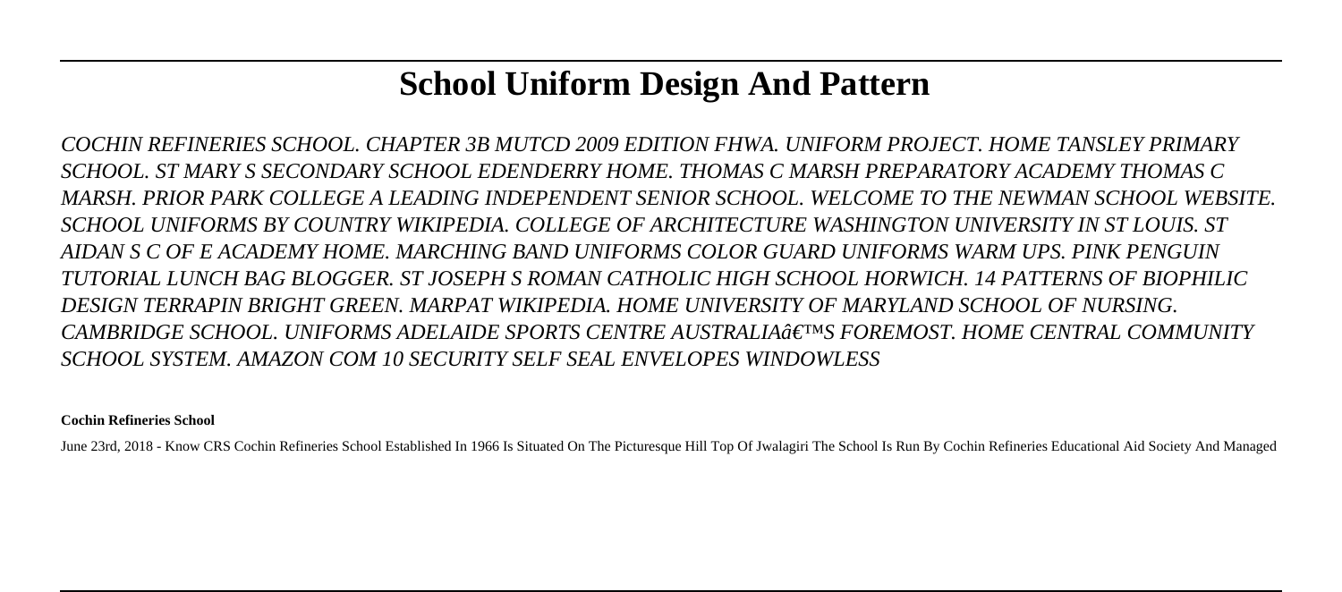# School Uniform Design And Pattern

*COCHIN REFINERIES SCHOOL. CHAPTER 3B MUTCD 2009 EDITION FHWA. UNIFORM PROJECT. HOME TANSLEY PRIMARY SCHOOL. ST MARY S SECONDARY SCHOOL EDENDERRY HOME. THOMAS C MARSH PREPARATORY ACADEMY THOMAS C MARSH. PRIOR PARK COLLEGE A LEADING INDEPENDENT SENIOR SCHOOL. WELCOME TO THE NEWMAN SCHOOL WEBSITE. SCHOOL UNIFORMS BY COUNTRY WIKIPEDIA. COLLEGE OF ARCHITECTURE WASHINGTON UNIVERSITY IN ST LOUIS. ST AIDAN S C OF E ACADEMY HOME. MARCHING BAND UNIFORMS COLOR GUARD UNIFORMS WARM UPS. PINK PENGUIN TUTORIAL LUNCH BAG BLOGGER. ST JOSEPH S ROMAN CATHOLIC HIGH SCHOOL HORWICH. 14 PATTERNS OF BIOPHILIC DESIGN TERRAPIN BRIGHT GREEN. MARPAT WIKIPEDIA. HOME UNIVERSITY OF MARYLAND SCHOOL OF NURSING. CAMBRIDGE SCHOOL. UNIFORMS ADELAIDE SPORTS CENTRE AUSTRALIAâ€™S FOREMOST. HOME CENTRAL COMMUNITY SCHOOL SYSTEM. AMAZON COM 10 SECURITY SELF SEAL ENVELOPES WINDOWLESS*

**Cochin Refineries School**

June 23rd, 2018 - Know CRS Cochin Refineries School Established In 1966 Is Situated On The Picturesque Hill Top Of Jwalagiri The School Is Run By Cochin Refineries Educational Aid Society And Managed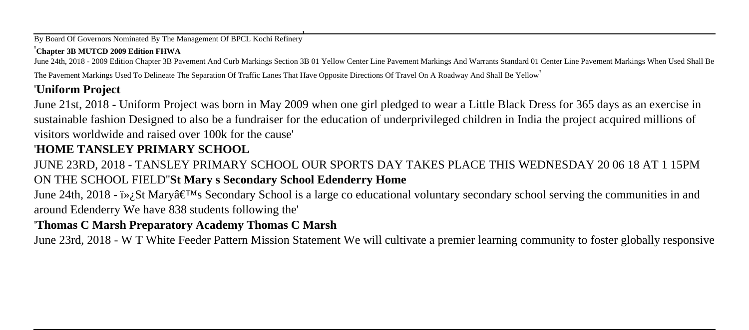By Board Of Governors Nominated By The Management Of BPCL Kochi Refinery'

'**Chapter 3B MUTCD 2009 Edition FHWA**

June 24th, 2018 - 2009 Edition Chapter 3B Pavement And Curb Markings Section 3B 01 Yellow Center Line Pavement Markings And Warrants Standard 01 Center Line Pavement Markings When Used Shall Be The Pavement Markings Used To Delineate The Separation Of Traffic Lanes That Have Opposite Directions Of Travel On A Roadway And Shall Be Yellow'

'**Uniform Project**

June 21st, 2018 - Uniform Project was born in May 2009 when one girl pledged to wear a Little Black Dress for 365 days as an exercise in sustainable fashion Designed to also be a fundraiser for the education of underprivileged children in India the project acquired millions of visitors worldwide and raised over 100k for the cause'

'**HOME TANSLEY PRIMARY SCHOOL**

JUNE 23RD, 2018 - TANSLEY PRIMARY SCHOOL OUR SPORTS DAY TAKES PLACE THIS WEDNESDAY 20 06 18 AT 1 15PM ON THE SCHOOL FIELD''**St Mary s Secondary School Edenderry Home**

June 24th, 2018 - ï»¿St Maryâ€™s Secondary School is a large co educational voluntary secondary school serving the communities in and around Edenderry We have 838 students following the'

'**Thomas C Marsh Preparatory Academy Thomas C Marsh**

June 23rd, 2018 - W T White Feeder Pattern Mission Statement We will cultivate a premier learning community to foster globally responsive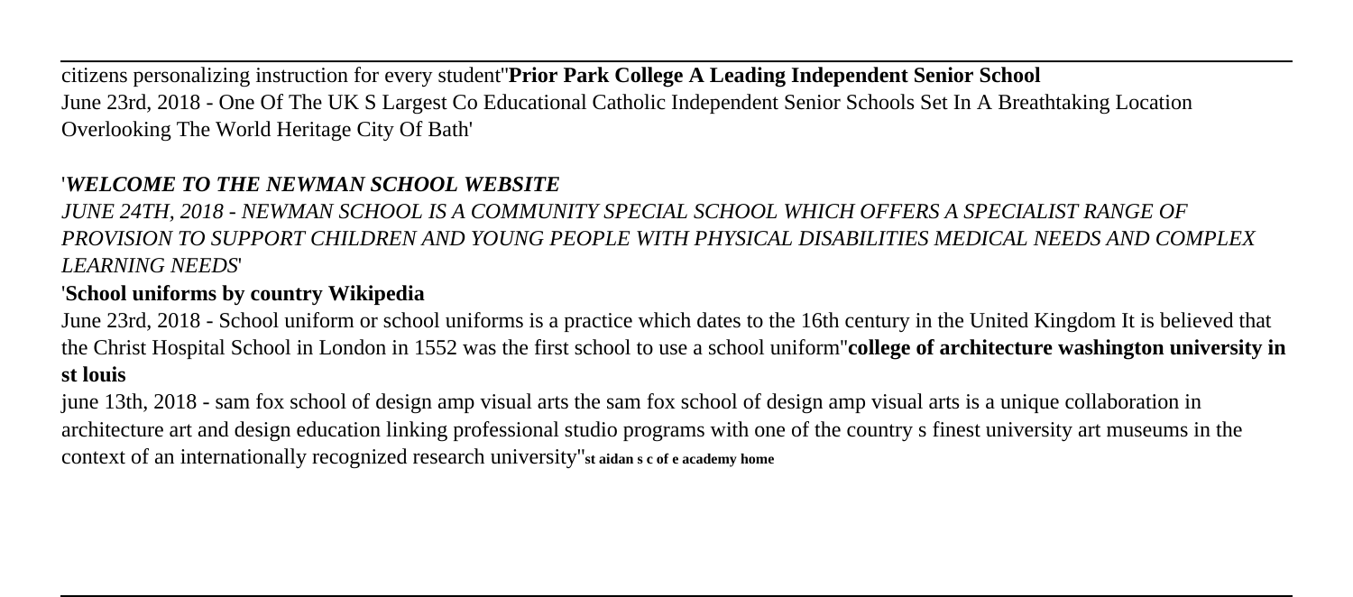citizens personalizing instruction for every student''**Prior Park College A Leading Independent Senior School**
June 23rd, 2018 - One Of The UK S Largest Co Educational Catholic Independent Senior Schools Set In A Breathtaking Location Overlooking The World Heritage City Of Bath'

'***WELCOME TO THE NEWMAN SCHOOL WEBSITE***
*JUNE 24TH, 2018 - NEWMAN SCHOOL IS A COMMUNITY SPECIAL SCHOOL WHICH OFFERS A SPECIALIST RANGE OF PROVISION TO SUPPORT CHILDREN AND YOUNG PEOPLE WITH PHYSICAL DISABILITIES MEDICAL NEEDS AND COMPLEX LEARNING NEEDS*'

'**School uniforms by country Wikipedia**
June 23rd, 2018 - School uniform or school uniforms is a practice which dates to the 16th century in the United Kingdom It is believed that the Christ Hospital School in London in 1552 was the first school to use a school uniform''**college of architecture washington university in st louis**
june 13th, 2018 - sam fox school of design amp visual arts the sam fox school of design amp visual arts is a unique collaboration in architecture art and design education linking professional studio programs with one of the country s finest university art museums in the context of an internationally recognized research university''**st aidan s c of e academy home**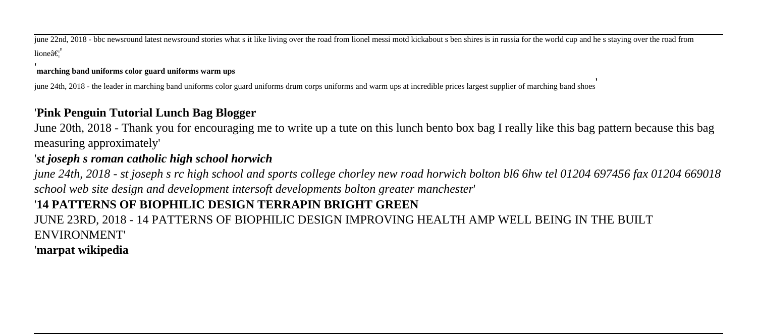june 22nd, 2018 - bbc newsround latest newsround stories what s it like living over the road from lionel messi motd kickabout s ben shires is in russia for the world cup and he s staying over the road from lioneâ€¦'

'**marching band uniforms color guard uniforms warm ups**

june 24th, 2018 - the leader in marching band uniforms color guard uniforms drum corps uniforms and warm ups at incredible prices largest supplier of marching band shoes'

'**Pink Penguin Tutorial Lunch Bag Blogger**

June 20th, 2018 - Thank you for encouraging me to write up a tute on this lunch bento box bag I really like this bag pattern because this bag measuring approximately'

'***st joseph s roman catholic high school horwich***

*june 24th, 2018 - st joseph s rc high school and sports college chorley new road horwich bolton bl6 6hw tel 01204 697456 fax 01204 669018 school web site design and development intersoft developments bolton greater manchester*'

'**14 PATTERNS OF BIOPHILIC DESIGN TERRAPIN BRIGHT GREEN**

JUNE 23RD, 2018 - 14 PATTERNS OF BIOPHILIC DESIGN IMPROVING HEALTH AMP WELL BEING IN THE BUILT ENVIRONMENT'

'**marpat wikipedia**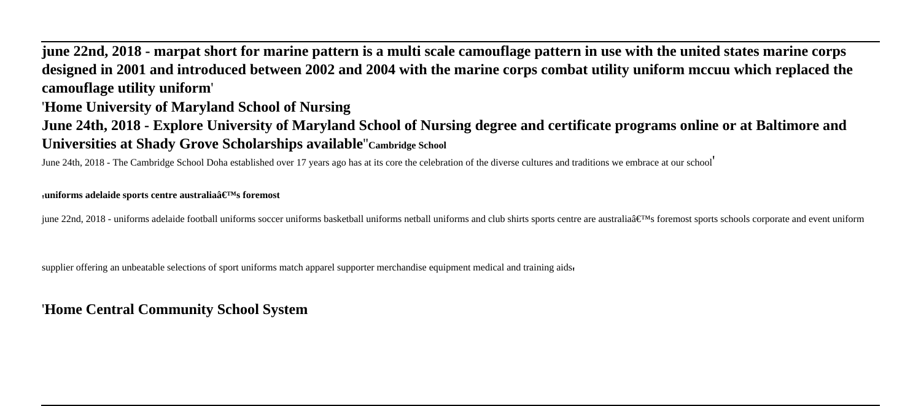**june 22nd, 2018 - marpat short for marine pattern is a multi scale camouflage pattern in use with the united states marine corps designed in 2001 and introduced between 2002 and 2004 with the marine corps combat utility uniform mccuu which replaced the camouflage utility uniform**'

'**Home University of Maryland School of Nursing**

**June 24th, 2018 - Explore University of Maryland School of Nursing degree and certificate programs online or at Baltimore and Universities at Shady Grove Scholarships available**''**Cambridge School**

June 24th, 2018 - The Cambridge School Doha established over 17 years ago has at its core the celebration of the diverse cultures and traditions we embrace at our school'

'**uniforms adelaide sports centre australiaâ€™s foremost**

june 22nd, 2018 - uniforms adelaide football uniforms soccer uniforms basketball uniforms netball uniforms and club shirts sports centre are australiaâ€™s foremost sports schools corporate and event uniform

supplier offering an unbeatable selections of sport uniforms match apparel supporter merchandise equipment medical and training aids'

'**Home Central Community School System**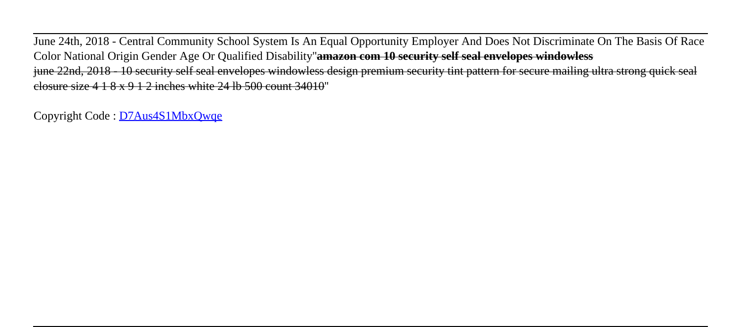June 24th, 2018 - Central Community School System Is An Equal Opportunity Employer And Does Not Discriminate On The Basis Of Race Color National Origin Gender Age Or Qualified Disability''~~**amazon com 10 security self seal envelopes windowless**~~
~~june 22nd, 2018 - 10 security self seal envelopes windowless design premium security tint pattern for secure mailing ultra strong quick seal closure size 4 1 8 x 9 1 2 inches white 24 lb 500 count 34010~~''

Copyright Code : [D7Aus4S1MbxQwqe]